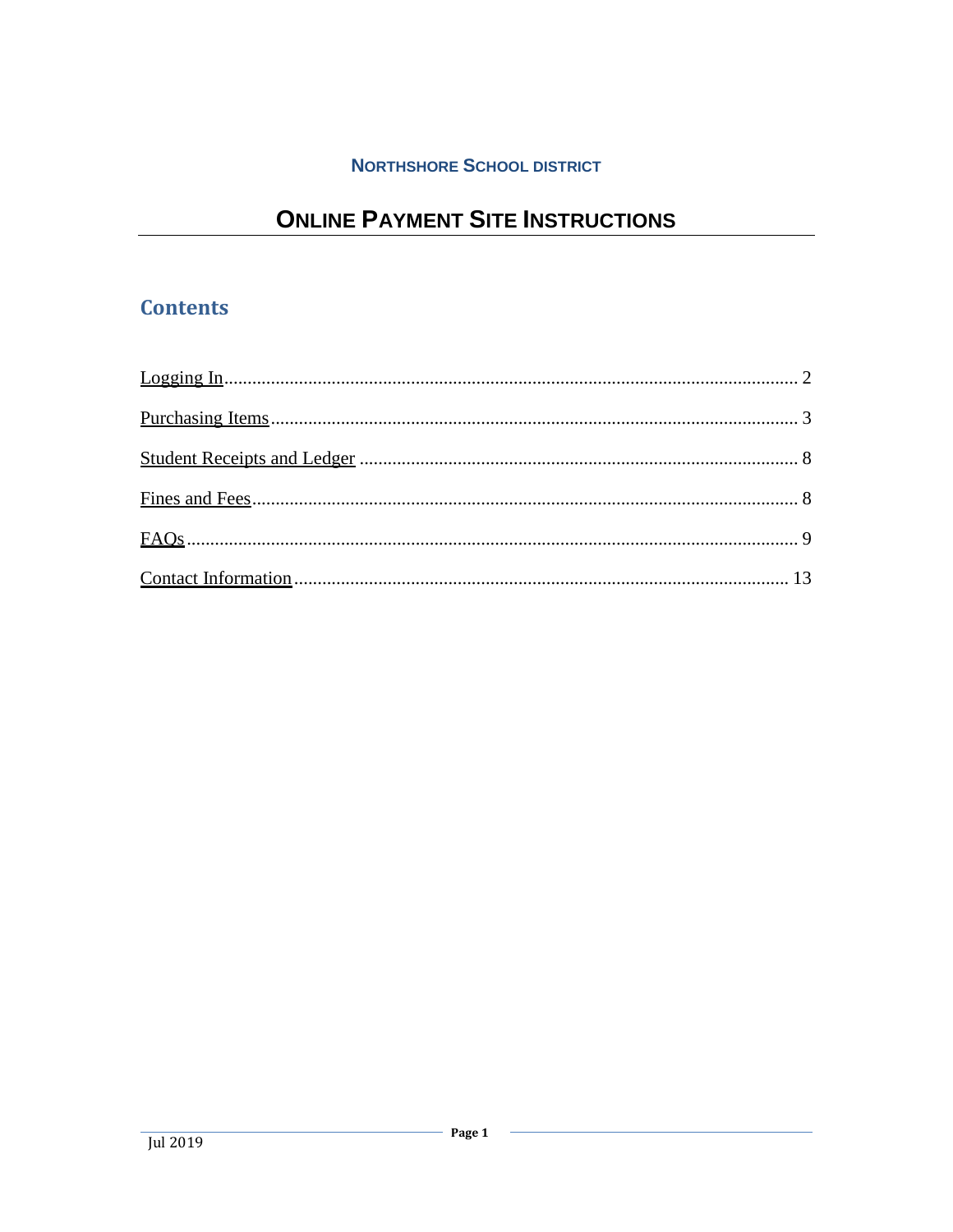**NORTHSHORE SCHOOL DISTRICT**

# ONLINE PAYMENT SITE INSTRUCTIONS

## Contents

Logging In ........ 2

Purchasing Items ........ 3

Student Receipts and Ledger ........ 8

Fines and Fees ........ 8

FAQs ........ 9

Contact Information ........ 13

Jul 2019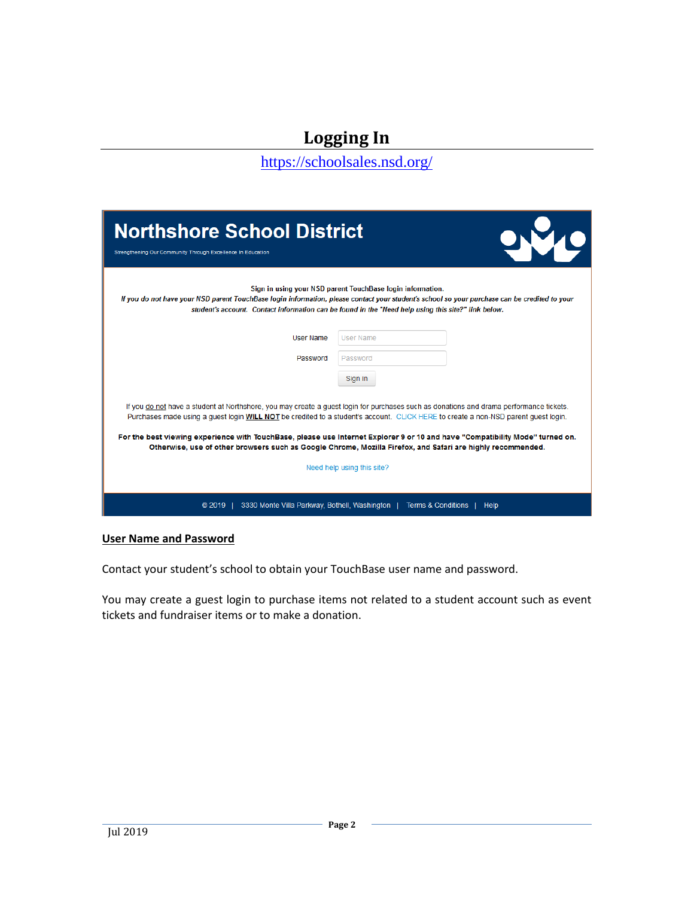# Logging In

https://schoolsales.nsd.org/

**Northshore School District**

Strengthening Our Community Through Excellence In Education

**Sign in using your NSD parent TouchBase login information.**

*If you do not have your NSD parent TouchBase login information, please contact your student's school so your purchase can be credited to your student's account. Contact information can be found in the "Need help using this site?" link below.*

User Name

Password

Sign In

If you do not have a student at Northshore, you may create a guest login for purchases such as donations and drama performance tickets. Purchases made using a guest login **WILL NOT** be credited to a student's account. CLICK HERE to create a non-NSD parent guest login.

**For the best viewing experience with TouchBase, please use Internet Explorer 9 or 10 and have "Compatibility Mode" turned on. Otherwise, use of other browsers such as Google Chrome, Mozilla Firefox, and Safari are highly recommended.**

Need help using this site?

© 2019 | 3330 Monte Villa Parkway, Bothell, Washington | Terms & Conditions | Help

## User Name and Password

Contact your student's school to obtain your TouchBase user name and password.

You may create a guest login to purchase items not related to a student account such as event tickets and fundraiser items or to make a donation.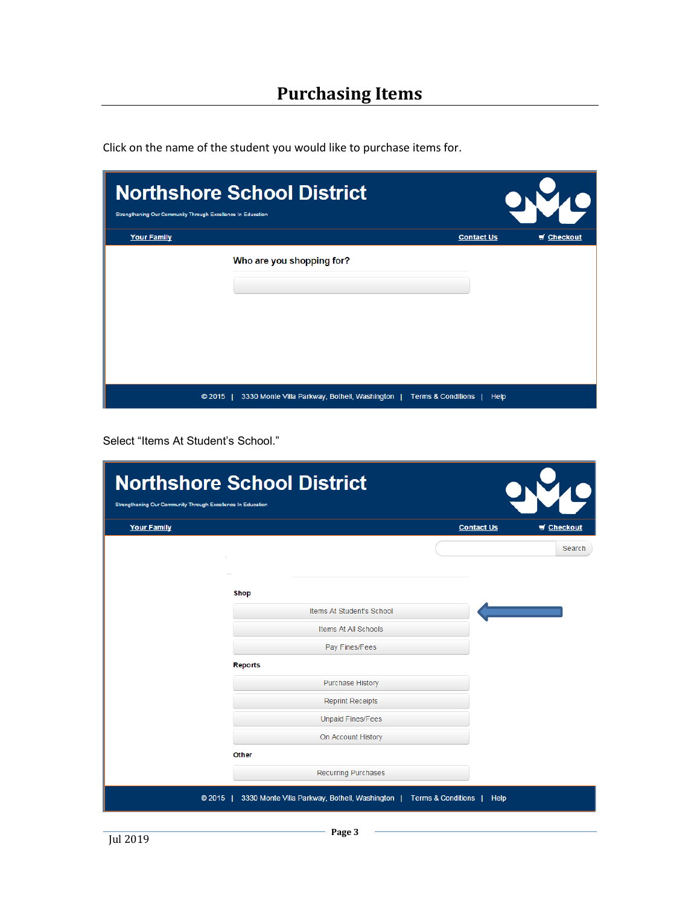# Purchasing Items

Click on the name of the student you would like to purchase items for.

Northshore School District

Strengthening Our Community Through Excellence In Education

Your Family | Contact Us | Checkout

Who are you shopping for?

© 2015 | 3330 Monte Villa Parkway, Bothell, Washington | Terms & Conditions | Help

Select "Items At Student's School."

Northshore School District

Strengthening Our Community Through Excellence In Education

Your Family | Contact Us | Checkout

Search

Shop

- Items At Student's School
- Items At All Schools
- Pay Fines/Fees

Reports

- Purchase History
- Reprint Receipts
- Unpaid Fines/Fees
- On Account History

Other

- Recurring Purchases

© 2015 | 3330 Monte Villa Parkway, Bothell, Washington | Terms & Conditions | Help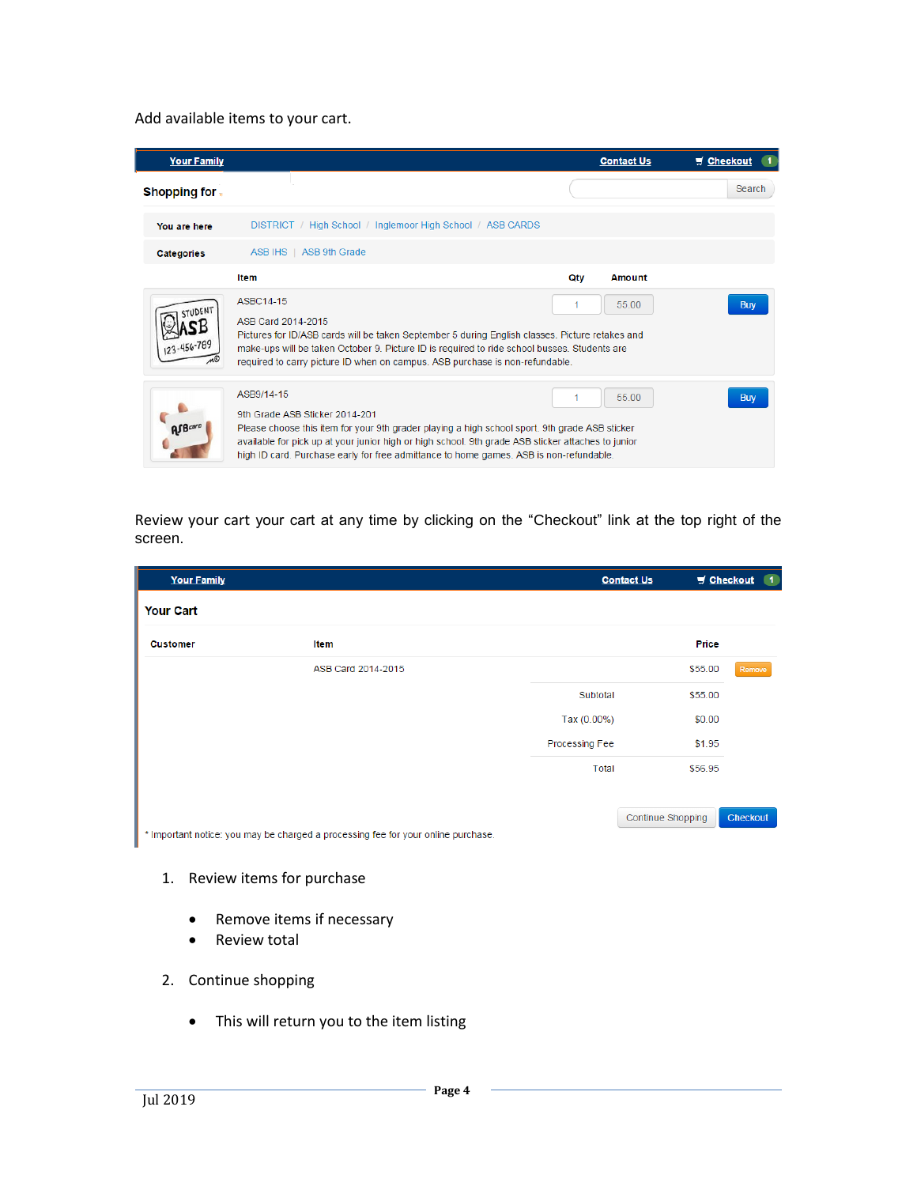Add available items to your cart.

| Your Family | | Contact Us | Checkout 1 |
|---|---|---|---|

**Shopping for**

Search

| You are here | DISTRICT / High School / Inglemoor High School / ASB CARDS |
|---|---|
| Categories | ASB IHS \| ASB 9th Grade |

| Item | Qty | Amount | |
|---|---|---|---|
| ASBC14-15<br><br>ASB Card 2014-2015<br>Pictures for ID/ASB cards will be taken September 5 during English classes. Picture retakes and make-ups will be taken October 9. Picture ID is required to ride school busses. Students are required to carry picture ID when on campus. ASB purchase is non-refundable. | 1 | 55.00 | Buy |
| ASB9/14-15<br><br>9th Grade ASB Sticker 2014-201<br>Please choose this item for your 9th grader playing a high school sport. 9th grade ASB sticker available for pick up at your junior high or high school. 9th grade ASB sticker attaches to junior high ID card. Purchase early for free admittance to home games. ASB is non-refundable. | 1 | 55.00 | Buy |

Review your cart your cart at any time by clicking on the “Checkout” link at the top right of the screen.

| Your Family | | Contact Us | Checkout 1 |
|---|---|---|---|

**Your Cart**

| Customer | Item | | Price | |
|---|---|---|---|---|
| | ASB Card 2014-2015 | | $55.00 | Remove |
| | | Subtotal | $55.00 | |
| | | Tax (0.00%) | $0.00 | |
| | | Processing Fee | $1.95 | |
| | | Total | $56.95 | |

Continue Shopping | Checkout

* Important notice: you may be charged a processing fee for your online purchase.

1. Review items for purchase
   - Remove items if necessary
   - Review total
2. Continue shopping
   - This will return you to the item listing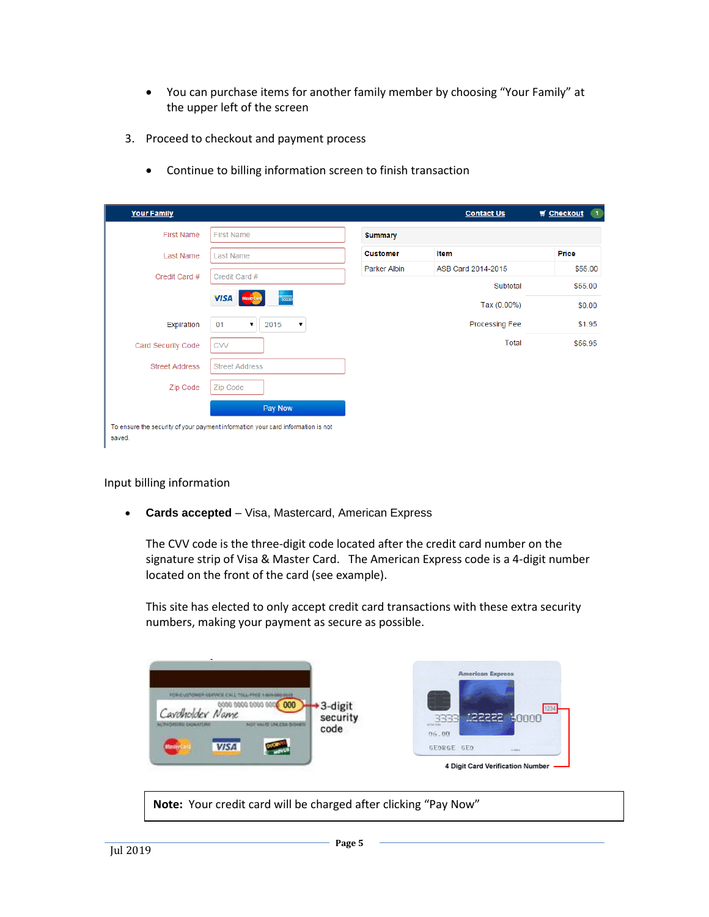- You can purchase items for another family member by choosing “Your Family” at the upper left of the screen

3. Proceed to checkout and payment process

   - Continue to billing information screen to finish transaction

Input billing information

- **Cards accepted** – Visa, Mastercard, American Express

  The CVV code is the three-digit code located after the credit card number on the signature strip of Visa & Master Card. The American Express code is a 4-digit number located on the front of the card (see example).

  This site has elected to only accept credit card transactions with these extra security numbers, making your payment as secure as possible.

**Note:** Your credit card will be charged after clicking “Pay Now”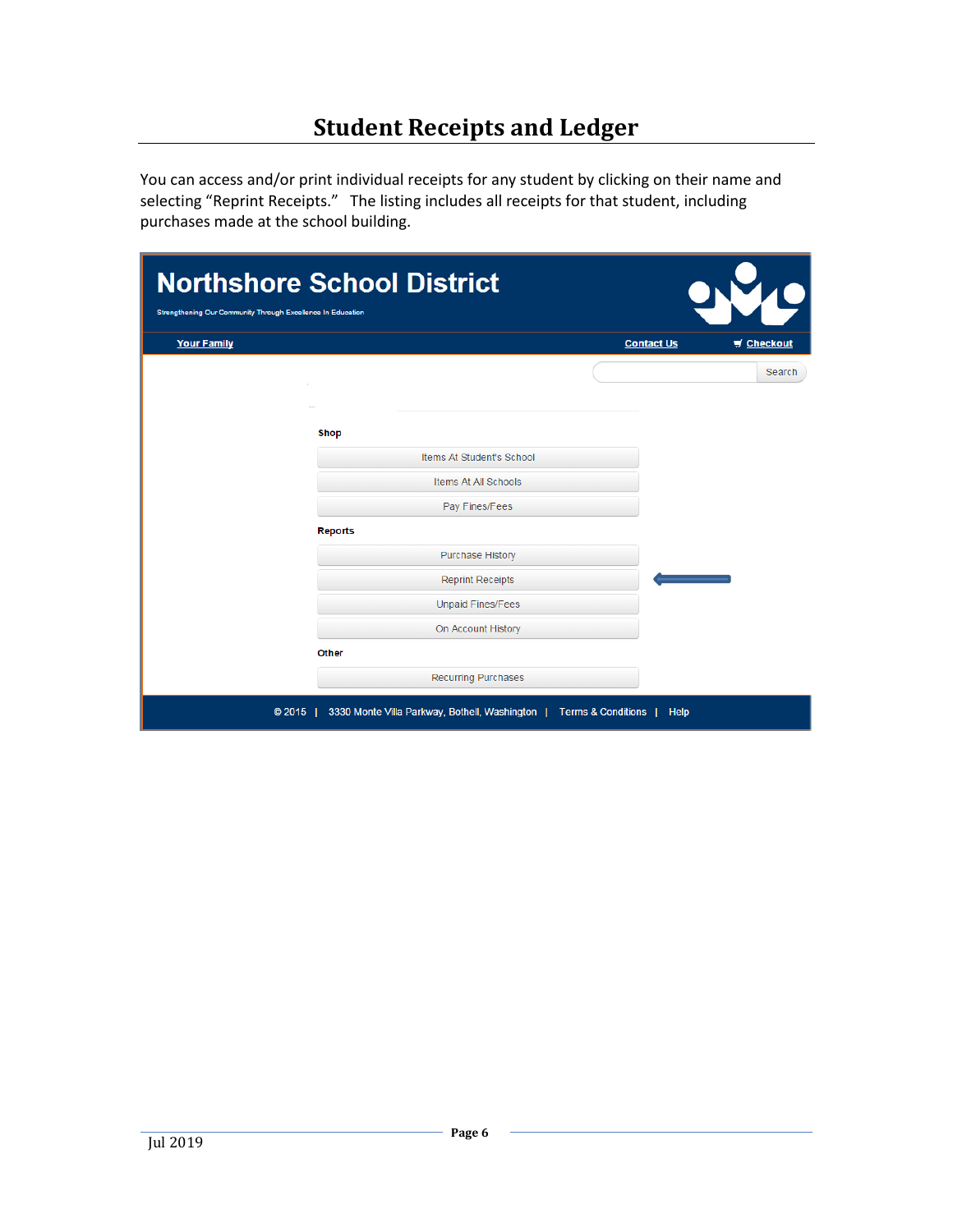# Student Receipts and Ledger

You can access and/or print individual receipts for any student by clicking on their name and selecting "Reprint Receipts." The listing includes all receipts for that student, including purchases made at the school building.

**Northshore School District**

Strengthening Our Community Through Excellence In Education

Your Family | Contact Us | Checkout

Search

**Shop**

- Items At Student's School
- Items At All Schools
- Pay Fines/Fees

**Reports**

- Purchase History
- Reprint Receipts
- Unpaid Fines/Fees
- On Account History

**Other**

- Recurring Purchases

© 2015 | 3330 Monte Villa Parkway, Bothell, Washington | Terms & Conditions | Help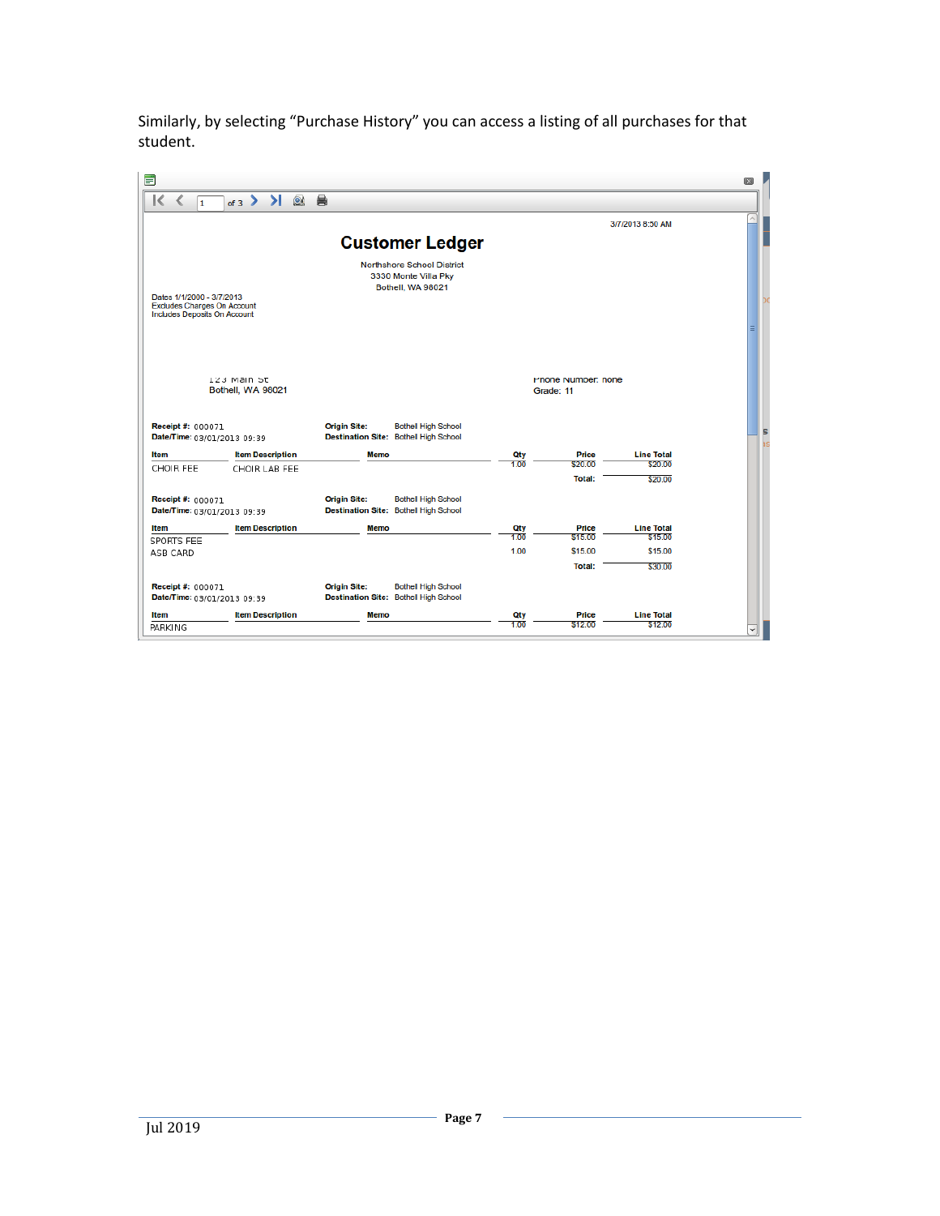Similarly, by selecting “Purchase History” you can access a listing of all purchases for that student.

3/7/2013 8:50 AM

## Customer Ledger

Northshore School District
3330 Monte Villa Pky
Bothell, WA 98021

Dates 1/1/2000 - 3/7/2013
Excludes Charges On Account
Includes Deposits On Account

123 Main St
Bothell, WA 98021

Phone Number: none
Grade: 11

**Receipt #:** 000071 **Origin Site:** Bothell High School
**Date/Time:** 03/01/2013 09:39 **Destination Site:** Bothell High School

| Item | Item Description | Memo | Qty | Price | Line Total |
|---|---|---|---|---|---|
| CHOIR FEE | CHOIR LAB FEE | | 1.00 | $20.00 | $20.00 |
| | | | | **Total:** | $20.00 |

**Receipt #:** 000071 **Origin Site:** Bothell High School
**Date/Time:** 03/01/2013 09:39 **Destination Site:** Bothell High School

| Item | Item Description | Memo | Qty | Price | Line Total |
|---|---|---|---|---|---|
| SPORTS FEE | | | 1.00 | $15.00 | $15.00 |
| ASB CARD | | | 1.00 | $15.00 | $15.00 |
| | | | | **Total:** | $30.00 |

**Receipt #:** 000071 **Origin Site:** Bothell High School
**Date/Time:** 03/01/2013 09:39 **Destination Site:** Bothell High School

| Item | Item Description | Memo | Qty | Price | Line Total |
|---|---|---|---|---|---|
| PARKING | | | 1.00 | $12.00 | $12.00 |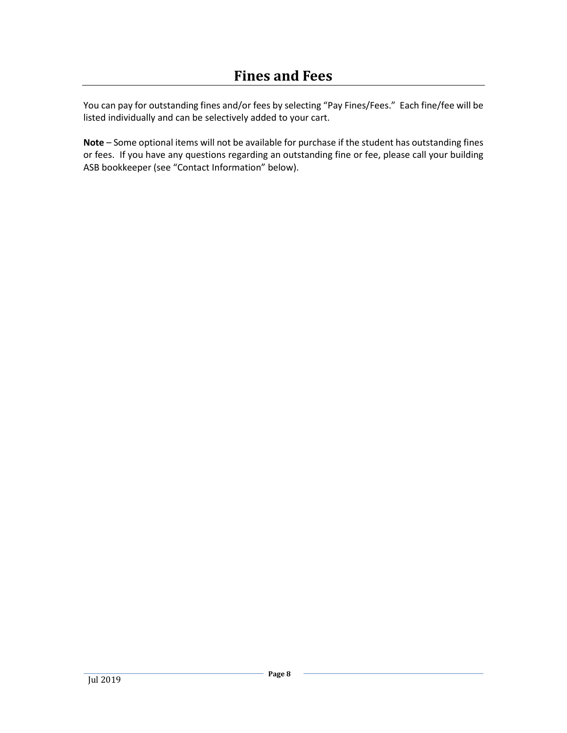# Fines and Fees

You can pay for outstanding fines and/or fees by selecting "Pay Fines/Fees." Each fine/fee will be listed individually and can be selectively added to your cart.

**Note** – Some optional items will not be available for purchase if the student has outstanding fines or fees. If you have any questions regarding an outstanding fine or fee, please call your building ASB bookkeeper (see "Contact Information" below).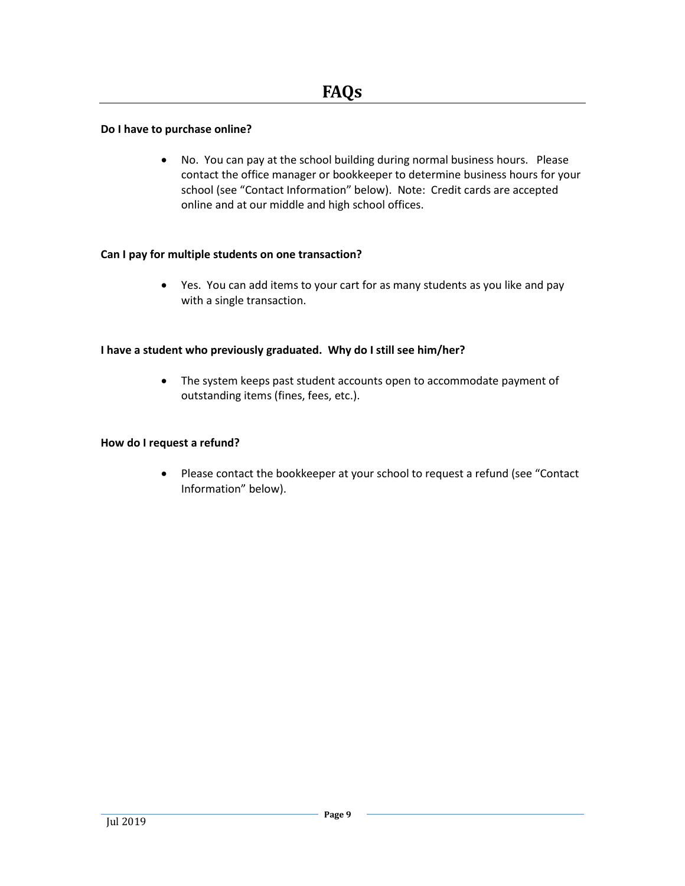# FAQs

**Do I have to purchase online?**

- No. You can pay at the school building during normal business hours. Please contact the office manager or bookkeeper to determine business hours for your school (see "Contact Information" below). Note: Credit cards are accepted online and at our middle and high school offices.

**Can I pay for multiple students on one transaction?**

- Yes. You can add items to your cart for as many students as you like and pay with a single transaction.

**I have a student who previously graduated. Why do I still see him/her?**

- The system keeps past student accounts open to accommodate payment of outstanding items (fines, fees, etc.).

**How do I request a refund?**

- Please contact the bookkeeper at your school to request a refund (see "Contact Information" below).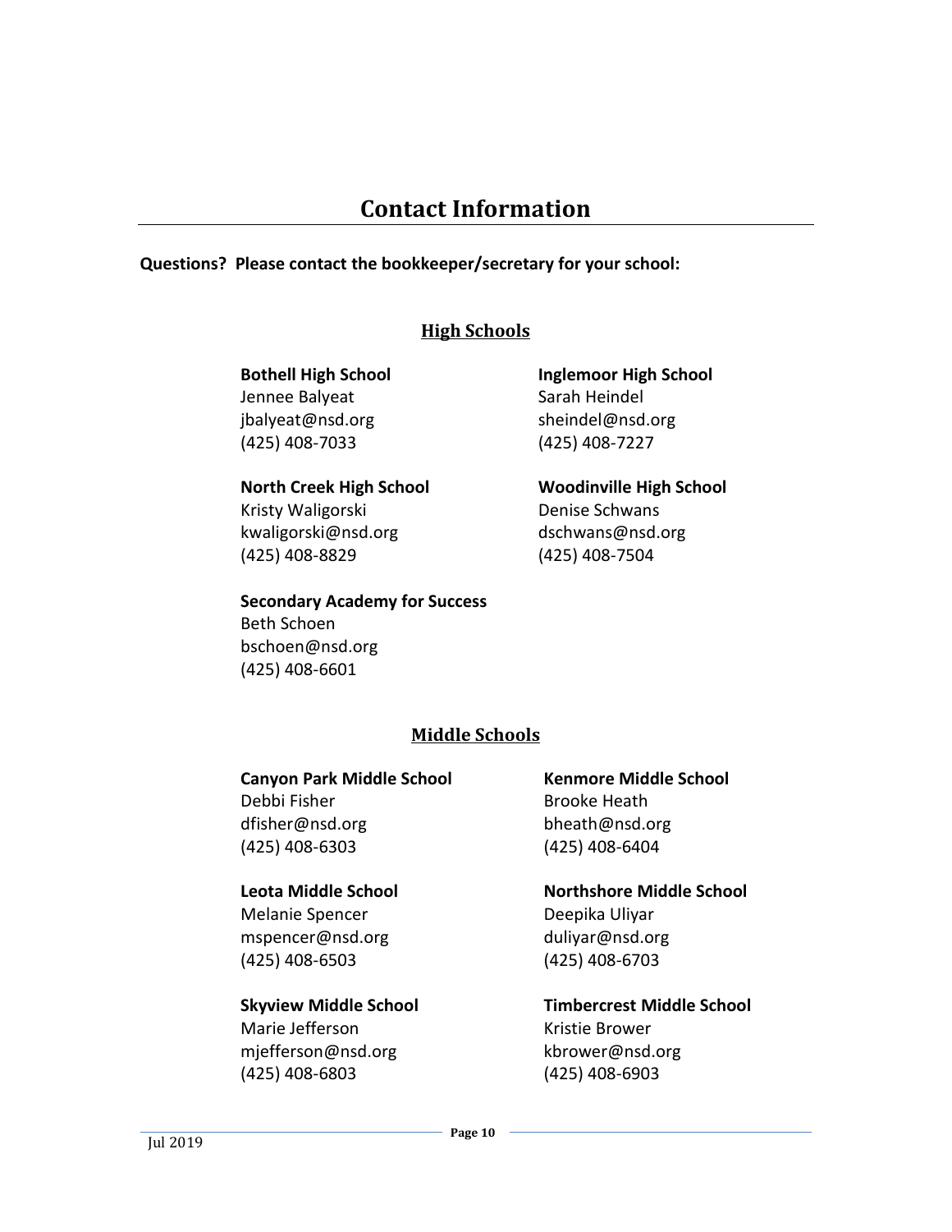# Contact Information

**Questions? Please contact the bookkeeper/secretary for your school:**

## High Schools

**Bothell High School**
Jennee Balyeat
jbalyeat@nsd.org
(425) 408-7033

**Inglemoor High School**
Sarah Heindel
sheindel@nsd.org
(425) 408-7227

**North Creek High School**
Kristy Waligorski
kwaligorski@nsd.org
(425) 408-8829

**Woodinville High School**
Denise Schwans
dschwans@nsd.org
(425) 408-7504

**Secondary Academy for Success**
Beth Schoen
bschoen@nsd.org
(425) 408-6601

## Middle Schools

**Canyon Park Middle School**
Debbi Fisher
dfisher@nsd.org
(425) 408-6303

**Kenmore Middle School**
Brooke Heath
bheath@nsd.org
(425) 408-6404

**Leota Middle School**
Melanie Spencer
mspencer@nsd.org
(425) 408-6503

**Northshore Middle School**
Deepika Uliyar
duliyar@nsd.org
(425) 408-6703

**Skyview Middle School**
Marie Jefferson
mjefferson@nsd.org
(425) 408-6803

**Timbercrest Middle School**
Kristie Brower
kbrower@nsd.org
(425) 408-6903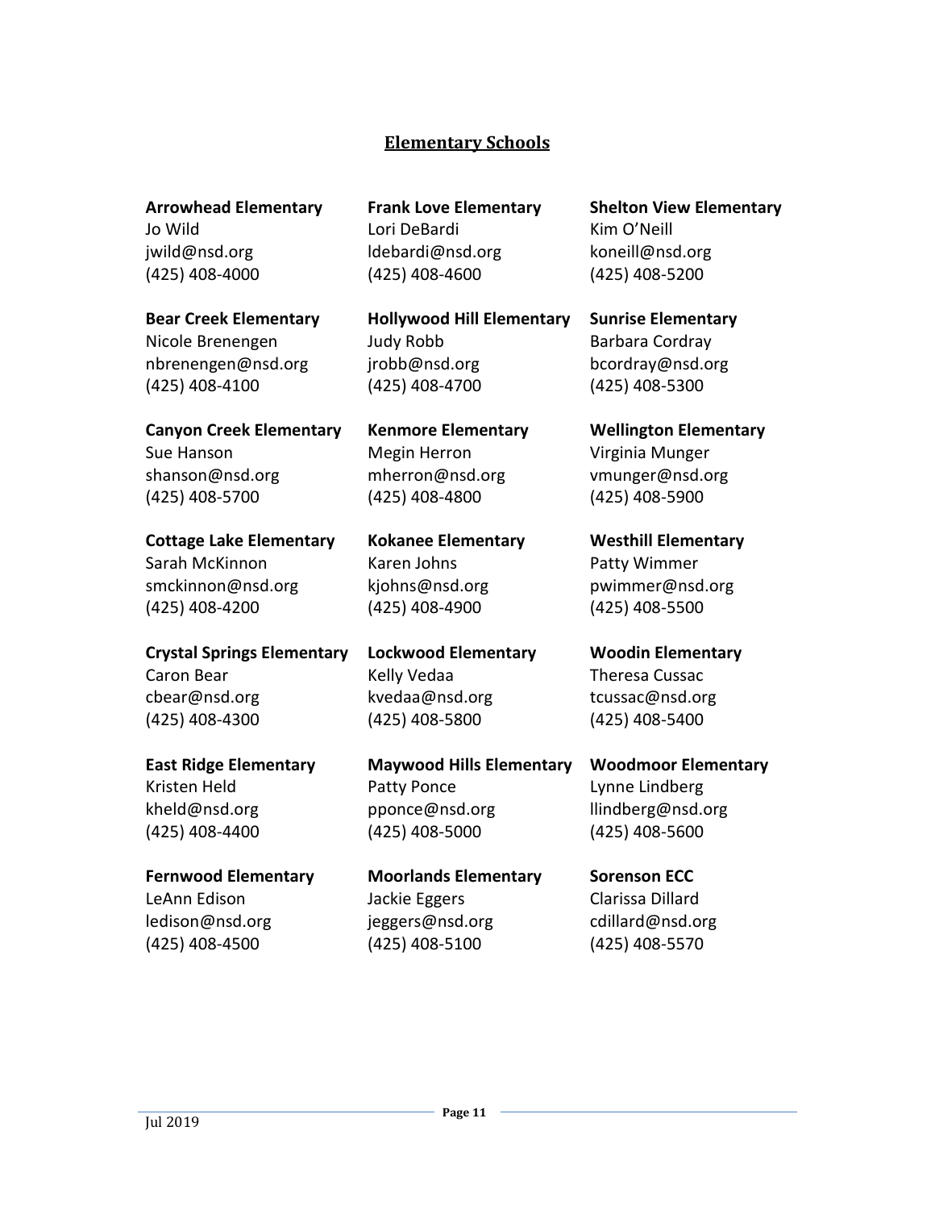## Elementary Schools

**Arrowhead Elementary**
Jo Wild
jwild@nsd.org
(425) 408-4000

**Bear Creek Elementary**
Nicole Brenengen
nbrenengen@nsd.org
(425) 408-4100

**Canyon Creek Elementary**
Sue Hanson
shanson@nsd.org
(425) 408-5700

**Cottage Lake Elementary**
Sarah McKinnon
smckinnon@nsd.org
(425) 408-4200

**Crystal Springs Elementary**
Caron Bear
cbear@nsd.org
(425) 408-4300

**East Ridge Elementary**
Kristen Held
kheld@nsd.org
(425) 408-4400

**Fernwood Elementary**
LeAnn Edison
ledison@nsd.org
(425) 408-4500

**Frank Love Elementary**
Lori DeBardi
ldebardi@nsd.org
(425) 408-4600

**Hollywood Hill Elementary**
Judy Robb
jrobb@nsd.org
(425) 408-4700

**Kenmore Elementary**
Megin Herron
mherron@nsd.org
(425) 408-4800

**Kokanee Elementary**
Karen Johns
kjohns@nsd.org
(425) 408-4900

**Lockwood Elementary**
Kelly Vedaa
kvedaa@nsd.org
(425) 408-5800

**Maywood Hills Elementary**
Patty Ponce
pponce@nsd.org
(425) 408-5000

**Moorlands Elementary**
Jackie Eggers
jeggers@nsd.org
(425) 408-5100

**Shelton View Elementary**
Kim O'Neill
koneill@nsd.org
(425) 408-5200

**Sunrise Elementary**
Barbara Cordray
bcordray@nsd.org
(425) 408-5300

**Wellington Elementary**
Virginia Munger
vmunger@nsd.org
(425) 408-5900

**Westhill Elementary**
Patty Wimmer
pwimmer@nsd.org
(425) 408-5500

**Woodin Elementary**
Theresa Cussac
tcussac@nsd.org
(425) 408-5400

**Woodmoor Elementary**
Lynne Lindberg
llindberg@nsd.org
(425) 408-5600

**Sorenson ECC**
Clarissa Dillard
cdillard@nsd.org
(425) 408-5570